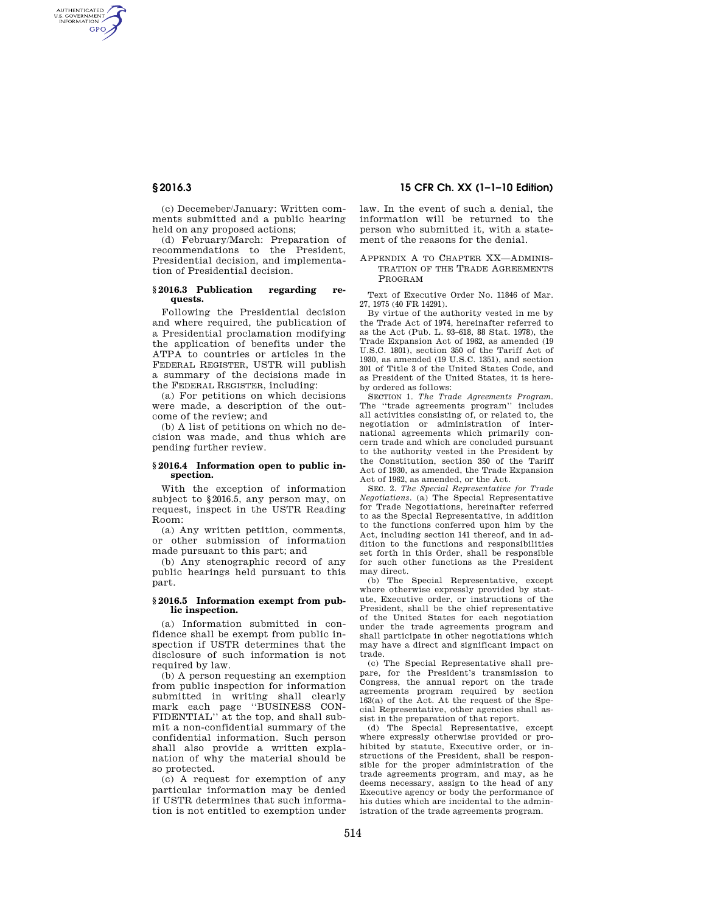(c) Decemeber/January: Written comments submitted and a public hearing held on any proposed actions;

(d) February/March: Preparation of recommendations to the President, Presidential decision, and implementation of Presidential decision.

### § 2016.3 Publication regarding requests.

Following the Presidential decision and where required, the publication of a Presidential proclamation modifying the application of benefits under the ATPA to countries or articles in the FEDERAL REGISTER, USTR will publish a summary of the decisions made in the FEDERAL REGISTER, including:

(a) For petitions on which decisions were made, a description of the outcome of the review; and

(b) A list of petitions on which no decision was made, and thus which are pending further review.

### § 2016.4 Information open to public inspection.

With the exception of information subject to § 2016.5, any person may, on request, inspect in the USTR Reading Room:

(a) Any written petition, comments, or other submission of information made pursuant to this part; and

(b) Any stenographic record of any public hearings held pursuant to this part.

### § 2016.5 Information exempt from public inspection.

(a) Information submitted in confidence shall be exempt from public inspection if USTR determines that the disclosure of such information is not required by law.

(b) A person requesting an exemption from public inspection for information submitted in writing shall clearly mark each page "BUSINESS CONFIDENTIAL" at the top, and shall submit a non-confidential summary of the confidential information. Such person shall also provide a written explanation of why the material should be so protected.

(c) A request for exemption of any particular information may be denied if USTR determines that such information is not entitled to exemption under law. In the event of such a denial, the information will be returned to the person who submitted it, with a statement of the reasons for the denial.

## APPENDIX A TO CHAPTER XX—ADMINISTRATION OF THE TRADE AGREEMENTS PROGRAM

Text of Executive Order No. 11846 of Mar. 27, 1975 (40 FR 14291).

By virtue of the authority vested in me by the Trade Act of 1974, hereinafter referred to as the Act (Pub. L. 93–618, 88 Stat. 1978), the Trade Expansion Act of 1962, as amended (19 U.S.C. 1801), section 350 of the Tariff Act of 1930, as amended (19 U.S.C. 1351), and section 301 of Title 3 of the United States Code, and as President of the United States, it is hereby ordered as follows:

SECTION 1. *The Trade Agreements Program.* The "trade agreements program" includes all activities consisting of, or related to, the negotiation or administration of international agreements which primarily concern trade and which are concluded pursuant to the authority vested in the President by the Constitution, section 350 of the Tariff Act of 1930, as amended, the Trade Expansion Act of 1962, as amended, or the Act.

SEC. 2. *The Special Representative for Trade Negotiations.* (a) The Special Representative for Trade Negotiations, hereinafter referred to as the Special Representative, in addition to the functions conferred upon him by the Act, including section 141 thereof, and in addition to the functions and responsibilities set forth in this Order, shall be responsible for such other functions as the President may direct.

(b) The Special Representative, except where otherwise expressly provided by statute, Executive order, or instructions of the President, shall be the chief representative of the United States for each negotiation under the trade agreements program and shall participate in other negotiations which may have a direct and significant impact on trade.

(c) The Special Representative shall prepare, for the President's transmission to Congress, the annual report on the trade agreements program required by section 163(a) of the Act. At the request of the Special Representative, other agencies shall assist in the preparation of that report.

(d) The Special Representative, except where expressly otherwise provided or prohibited by statute, Executive order, or instructions of the President, shall be responsible for the proper administration of the trade agreements program, and may, as he deems necessary, assign to the head of any Executive agency or body the performance of his duties which are incidental to the administration of the trade agreements program.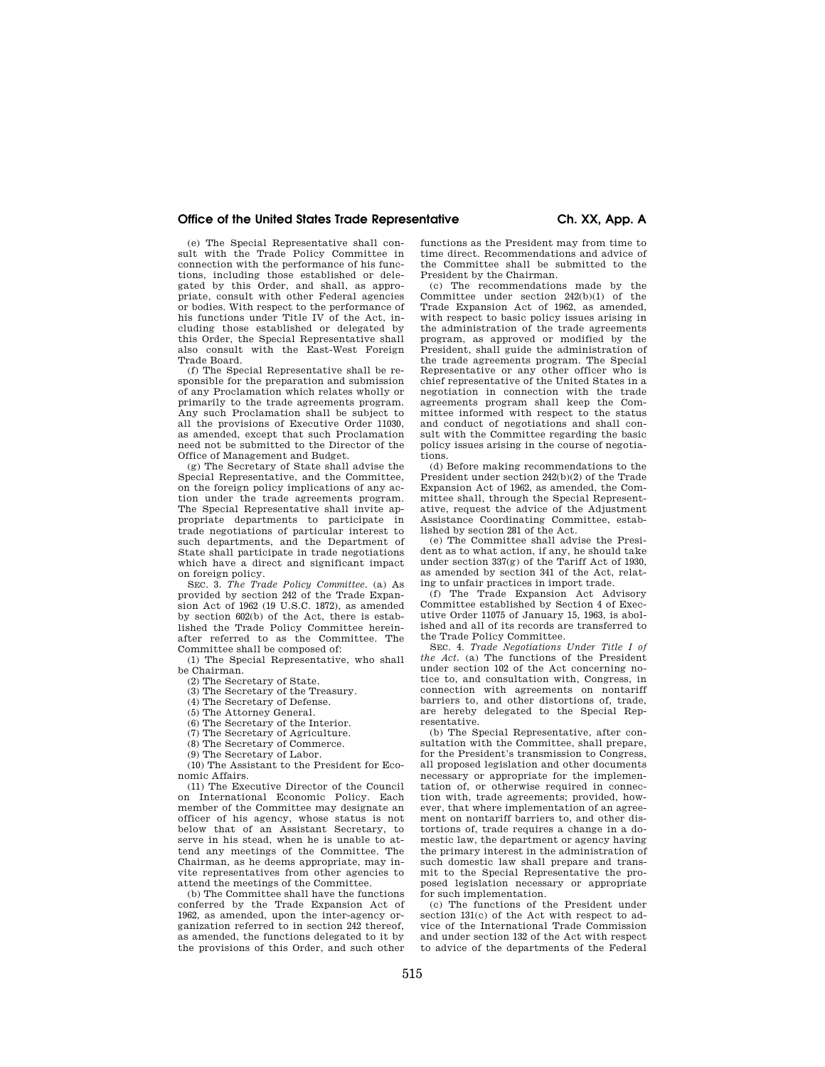(e) The Special Representative shall consult with the Trade Policy Committee in connection with the performance of his functions, including those established or delegated by this Order, and shall, as appropriate, consult with other Federal agencies or bodies. With respect to the performance of his functions under Title IV of the Act, including those established or delegated by this Order, the Special Representative shall also consult with the East-West Foreign Trade Board.

(f) The Special Representative shall be responsible for the preparation and submission of any Proclamation which relates wholly or primarily to the trade agreements program. Any such Proclamation shall be subject to all the provisions of Executive Order 11030, as amended, except that such Proclamation need not be submitted to the Director of the Office of Management and Budget.

(g) The Secretary of State shall advise the Special Representative, and the Committee, on the foreign policy implications of any action under the trade agreements program. The Special Representative shall invite appropriate departments to participate in trade negotiations of particular interest to such departments, and the Department of State shall participate in trade negotiations which have a direct and significant impact on foreign policy.

SEC. 3. *The Trade Policy Committee.* (a) As provided by section 242 of the Trade Expansion Act of 1962 (19 U.S.C. 1872), as amended by section 602(b) of the Act, there is established the Trade Policy Committee hereinafter referred to as the Committee. The Committee shall be composed of:

(1) The Special Representative, who shall be Chairman.

(2) The Secretary of State.

(3) The Secretary of the Treasury.

(4) The Secretary of Defense.

(5) The Attorney General.

(6) The Secretary of the Interior.

(7) The Secretary of Agriculture.

(8) The Secretary of Commerce.

(9) The Secretary of Labor.

(10) The Assistant to the President for Economic Affairs.

(11) The Executive Director of the Council on International Economic Policy. Each member of the Committee may designate an officer of his agency, whose status is not below that of an Assistant Secretary, to serve in his stead, when he is unable to attend any meetings of the Committee. The Chairman, as he deems appropriate, may invite representatives from other agencies to attend the meetings of the Committee.

(b) The Committee shall have the functions conferred by the Trade Expansion Act of 1962, as amended, upon the inter-agency organization referred to in section 242 thereof, as amended, the functions delegated to it by the provisions of this Order, and such other functions as the President may from time to time direct. Recommendations and advice of the Committee shall be submitted to the President by the Chairman.

(c) The recommendations made by the Committee under section 242(b)(1) of the Trade Expansion Act of 1962, as amended, with respect to basic policy issues arising in the administration of the trade agreements program, as approved or modified by the President, shall guide the administration of the trade agreements program. The Special Representative or any other officer who is chief representative of the United States in a negotiation in connection with the trade agreements program shall keep the Committee informed with respect to the status and conduct of negotiations and shall consult with the Committee regarding the basic policy issues arising in the course of negotiations.

(d) Before making recommendations to the President under section 242(b)(2) of the Trade Expansion Act of 1962, as amended, the Committee shall, through the Special Representative, request the advice of the Adjustment Assistance Coordinating Committee, established by section 281 of the Act.

(e) The Committee shall advise the President as to what action, if any, he should take under section 337(g) of the Tariff Act of 1930, as amended by section 341 of the Act, relating to unfair practices in import trade.

(f) The Trade Expansion Act Advisory Committee established by Section 4 of Executive Order 11075 of January 15, 1963, is abolished and all of its records are transferred to the Trade Policy Committee.

SEC. 4. *Trade Negotiations Under Title I of the Act.* (a) The functions of the President under section 102 of the Act concerning notice to, and consultation with, Congress, in connection with agreements on nontariff barriers to, and other distortions of, trade, are hereby delegated to the Special Representative.

(b) The Special Representative, after consultation with the Committee, shall prepare, for the President's transmission to Congress, all proposed legislation and other documents necessary or appropriate for the implementation of, or otherwise required in connection with, trade agreements; provided, however, that where implementation of an agreement on nontariff barriers to, and other distortions of, trade requires a change in a domestic law, the department or agency having the primary interest in the administration of such domestic law shall prepare and transmit to the Special Representative the proposed legislation necessary or appropriate for such implementation.

(c) The functions of the President under section 131(c) of the Act with respect to advice of the International Trade Commission and under section 132 of the Act with respect to advice of the departments of the Federal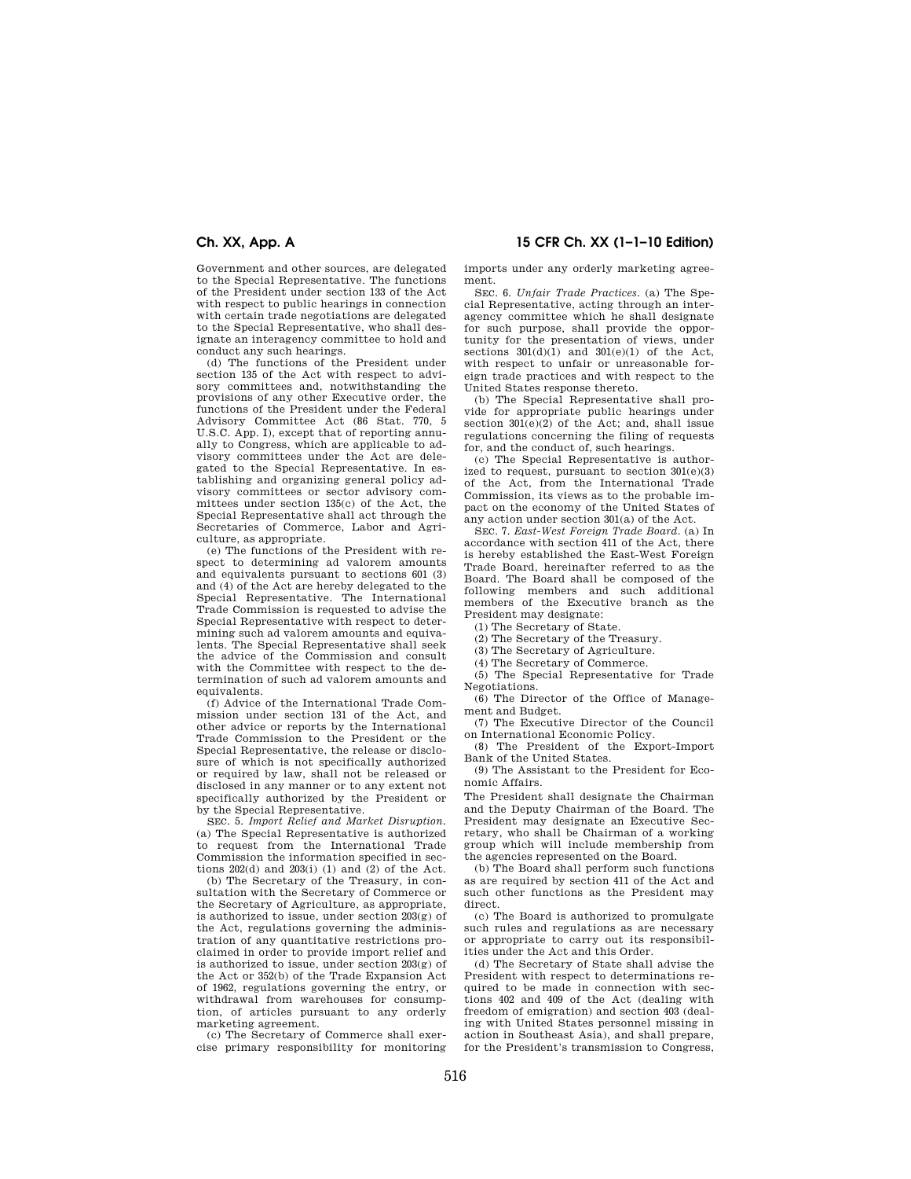Government and other sources, are delegated to the Special Representative. The functions of the President under section 133 of the Act with respect to public hearings in connection with certain trade negotiations are delegated to the Special Representative, who shall designate an interagency committee to hold and conduct any such hearings.

(d) The functions of the President under section 135 of the Act with respect to advisory committees and, notwithstanding the provisions of any other Executive order, the functions of the President under the Federal Advisory Committee Act (86 Stat. 770, 5 U.S.C. App. I), except that of reporting annually to Congress, which are applicable to advisory committees under the Act are delegated to the Special Representative. In establishing and organizing general policy advisory committees or sector advisory committees under section 135(c) of the Act, the Special Representative shall act through the Secretaries of Commerce, Labor and Agriculture, as appropriate.

(e) The functions of the President with respect to determining ad valorem amounts and equivalents pursuant to sections 601 (3) and (4) of the Act are hereby delegated to the Special Representative. The International Trade Commission is requested to advise the Special Representative with respect to determining such ad valorem amounts and equivalents. The Special Representative shall seek the advice of the Commission and consult with the Committee with respect to the determination of such ad valorem amounts and equivalents.

(f) Advice of the International Trade Commission under section 131 of the Act, and other advice or reports by the International Trade Commission to the President or the Special Representative, the release or disclosure of which is not specifically authorized or required by law, shall not be released or disclosed in any manner or to any extent not specifically authorized by the President or by the Special Representative.

SEC. 5. *Import Relief and Market Disruption.* (a) The Special Representative is authorized to request from the International Trade Commission the information specified in sections 202(d) and 203(i) (1) and (2) of the Act.

(b) The Secretary of the Treasury, in consultation with the Secretary of Commerce or the Secretary of Agriculture, as appropriate, is authorized to issue, under section 203(g) of the Act, regulations governing the administration of any quantitative restrictions proclaimed in order to provide import relief and is authorized to issue, under section 203(g) of the Act or 352(b) of the Trade Expansion Act of 1962, regulations governing the entry, or withdrawal from warehouses for consumption, of articles pursuant to any orderly marketing agreement.

(c) The Secretary of Commerce shall exercise primary responsibility for monitoring imports under any orderly marketing agreement.

SEC. 6. *Unfair Trade Practices.* (a) The Special Representative, acting through an interagency committee which he shall designate for such purpose, shall provide the opportunity for the presentation of views, under sections 301(d)(1) and 301(e)(1) of the Act, with respect to unfair or unreasonable foreign trade practices and with respect to the United States response thereto.

(b) The Special Representative shall provide for appropriate public hearings under section 301(e)(2) of the Act; and, shall issue regulations concerning the filing of requests for, and the conduct of, such hearings.

(c) The Special Representative is authorized to request, pursuant to section 301(e)(3) of the Act, from the International Trade Commission, its views as to the probable impact on the economy of the United States of any action under section 301(a) of the Act.

SEC. 7. *East-West Foreign Trade Board.* (a) In accordance with section 411 of the Act, there is hereby established the East-West Foreign Trade Board, hereinafter referred to as the Board. The Board shall be composed of the following members and such additional members of the Executive branch as the President may designate:

(1) The Secretary of State.

(2) The Secretary of the Treasury.

(3) The Secretary of Agriculture.

(4) The Secretary of Commerce.

(5) The Special Representative for Trade Negotiations.

(6) The Director of the Office of Management and Budget.

(7) The Executive Director of the Council on International Economic Policy.

(8) The President of the Export-Import Bank of the United States.

(9) The Assistant to the President for Economic Affairs.

The President shall designate the Chairman and the Deputy Chairman of the Board. The President may designate an Executive Secretary, who shall be Chairman of a working group which will include membership from the agencies represented on the Board.

(b) The Board shall perform such functions as are required by section 411 of the Act and such other functions as the President may direct.

(c) The Board is authorized to promulgate such rules and regulations as are necessary or appropriate to carry out its responsibilities under the Act and this Order.

(d) The Secretary of State shall advise the President with respect to determinations required to be made in connection with sections 402 and 409 of the Act (dealing with freedom of emigration) and section 403 (dealing with United States personnel missing in action in Southeast Asia), and shall prepare, for the President's transmission to Congress,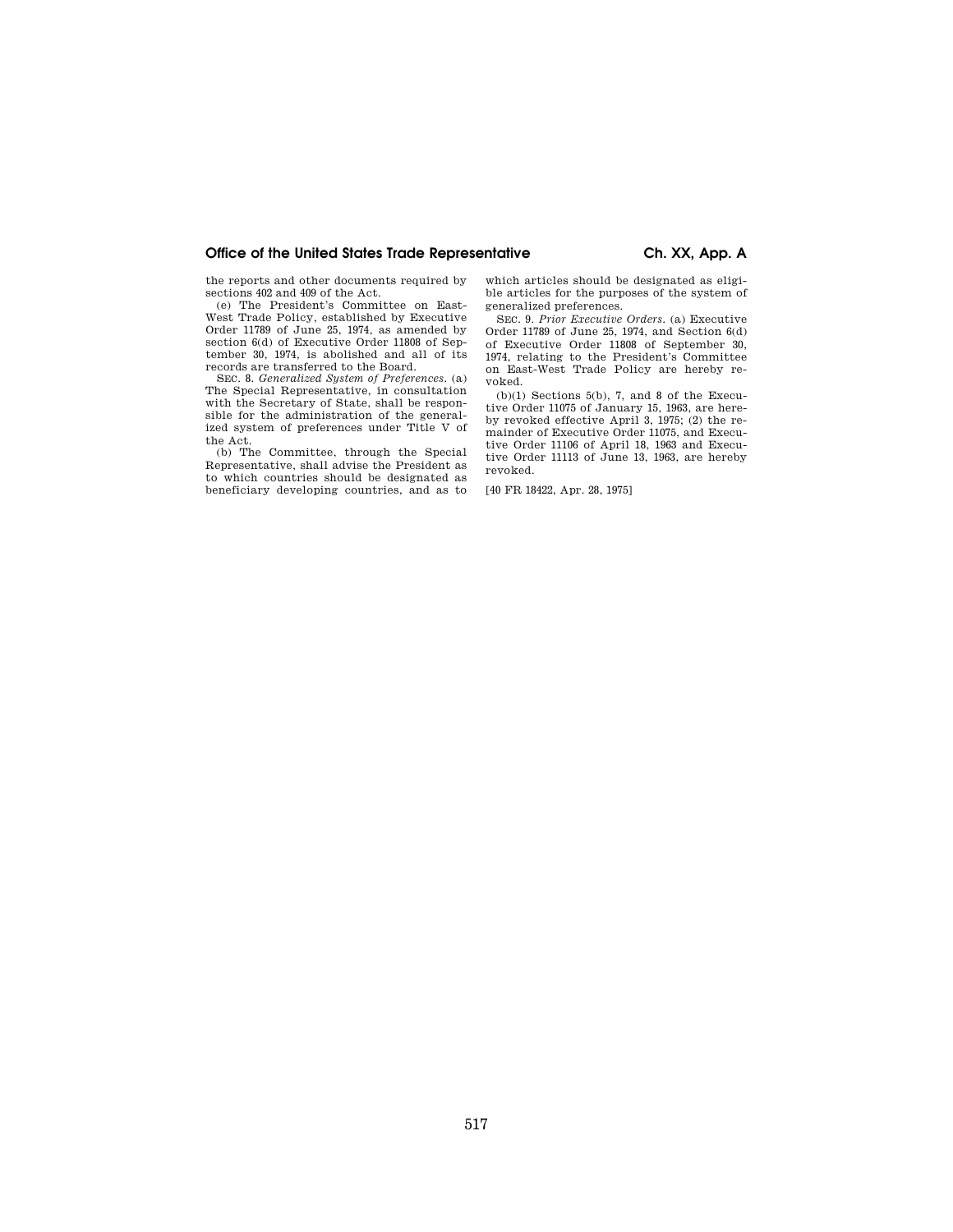the reports and other documents required by sections 402 and 409 of the Act.

(e) The President's Committee on East-West Trade Policy, established by Executive Order 11789 of June 25, 1974, as amended by section 6(d) of Executive Order 11808 of September 30, 1974, is abolished and all of its records are transferred to the Board.

SEC. 8. *Generalized System of Preferences*. (a) The Special Representative, in consultation with the Secretary of State, shall be responsible for the administration of the generalized system of preferences under Title V of the Act.

(b) The Committee, through the Special Representative, shall advise the President as to which countries should be designated as beneficiary developing countries, and as to which articles should be designated as eligible articles for the purposes of the system of generalized preferences.

SEC. 9. *Prior Executive Orders*. (a) Executive Order 11789 of June 25, 1974, and Section 6(d) of Executive Order 11808 of September 30, 1974, relating to the President's Committee on East-West Trade Policy are hereby revoked.

(b)(1) Sections 5(b), 7, and 8 of the Executive Order 11075 of January 15, 1963, are hereby revoked effective April 3, 1975; (2) the remainder of Executive Order 11075, and Executive Order 11106 of April 18, 1963 and Executive Order 11113 of June 13, 1963, are hereby revoked.

[40 FR 18422, Apr. 28, 1975]